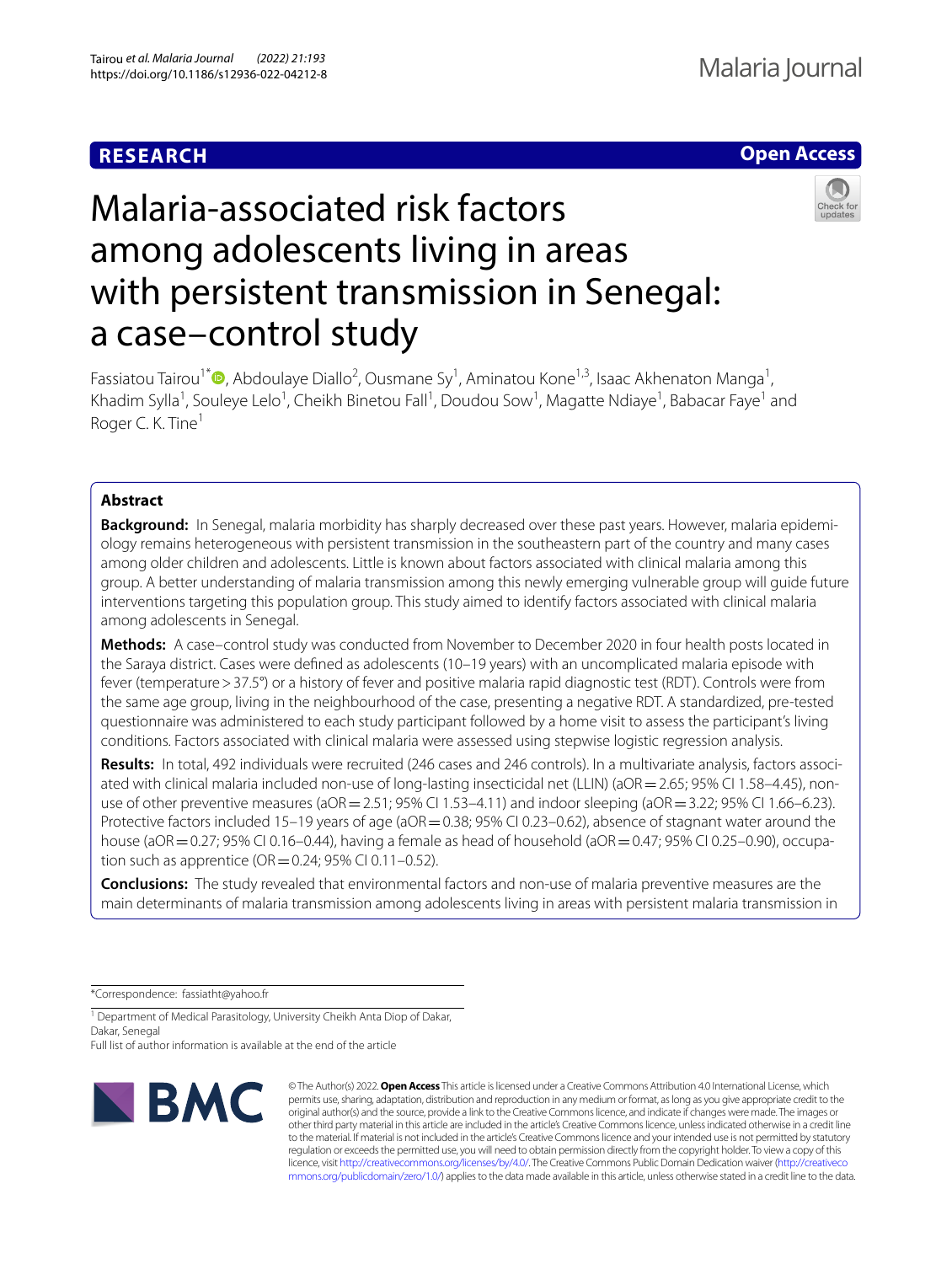RESEARCH

Open Access

# Malaria-associated risk factors among adolescents living in areas with persistent transmission in Senegal: a case–control study

Fassiatou Tairou[1*], Abdoulaye Diallo[2], Ousmane Sy[1], Aminatou Kone[1,3], Isaac Akhenaton Manga[1], Khadim Sylla[1], Souleye Lelo[1], Cheikh Binetou Fall[1], Doudou Sow[1], Magatte Ndiaye[1], Babacar Faye[1] and Roger C. K. Tine[1]

## Abstract

**Background:** In Senegal, malaria morbidity has sharply decreased over these past years. However, malaria epidemiology remains heterogeneous with persistent transmission in the southeastern part of the country and many cases among older children and adolescents. Little is known about factors associated with clinical malaria among this group. A better understanding of malaria transmission among this newly emerging vulnerable group will guide future interventions targeting this population group. This study aimed to identify factors associated with clinical malaria among adolescents in Senegal.

**Methods:** A case–control study was conducted from November to December 2020 in four health posts located in the Saraya district. Cases were defined as adolescents (10–19 years) with an uncomplicated malaria episode with fever (temperature > 37.5°) or a history of fever and positive malaria rapid diagnostic test (RDT). Controls were from the same age group, living in the neighbourhood of the case, presenting a negative RDT. A standardized, pre-tested questionnaire was administered to each study participant followed by a home visit to assess the participant's living conditions. Factors associated with clinical malaria were assessed using stepwise logistic regression analysis.

**Results:** In total, 492 individuals were recruited (246 cases and 246 controls). In a multivariate analysis, factors associated with clinical malaria included non-use of long-lasting insecticidal net (LLIN) (aOR = 2.65; 95% CI 1.58–4.45), non-use of other preventive measures (aOR = 2.51; 95% CI 1.53–4.11) and indoor sleeping (aOR = 3.22; 95% CI 1.66–6.23). Protective factors included 15–19 years of age (aOR = 0.38; 95% CI 0.23–0.62), absence of stagnant water around the house (aOR = 0.27; 95% CI 0.16–0.44), having a female as head of household (aOR = 0.47; 95% CI 0.25–0.90), occupation such as apprentice (OR = 0.24; 95% CI 0.11–0.52).

**Conclusions:** The study revealed that environmental factors and non-use of malaria preventive measures are the main determinants of malaria transmission among adolescents living in areas with persistent malaria transmission in

*Correspondence: fassiatht@yahoo.fr

[1] Department of Medical Parasitology, University Cheikh Anta Diop of Dakar, Dakar, Senegal

Full list of author information is available at the end of the article

© The Author(s) 2022. **Open Access** This article is licensed under a Creative Commons Attribution 4.0 International License, which permits use, sharing, adaptation, distribution and reproduction in any medium or format, as long as you give appropriate credit to the original author(s) and the source, provide a link to the Creative Commons licence, and indicate if changes were made. The images or other third party material in this article are included in the article's Creative Commons licence, unless indicated otherwise in a credit line to the material. If material is not included in the article's Creative Commons licence and your intended use is not permitted by statutory regulation or exceeds the permitted use, you will need to obtain permission directly from the copyright holder. To view a copy of this licence, visit http://creativecommons.org/licenses/by/4.0/. The Creative Commons Public Domain Dedication waiver (http://creativecommons.org/publicdomain/zero/1.0/) applies to the data made available in this article, unless otherwise stated in a credit line to the data.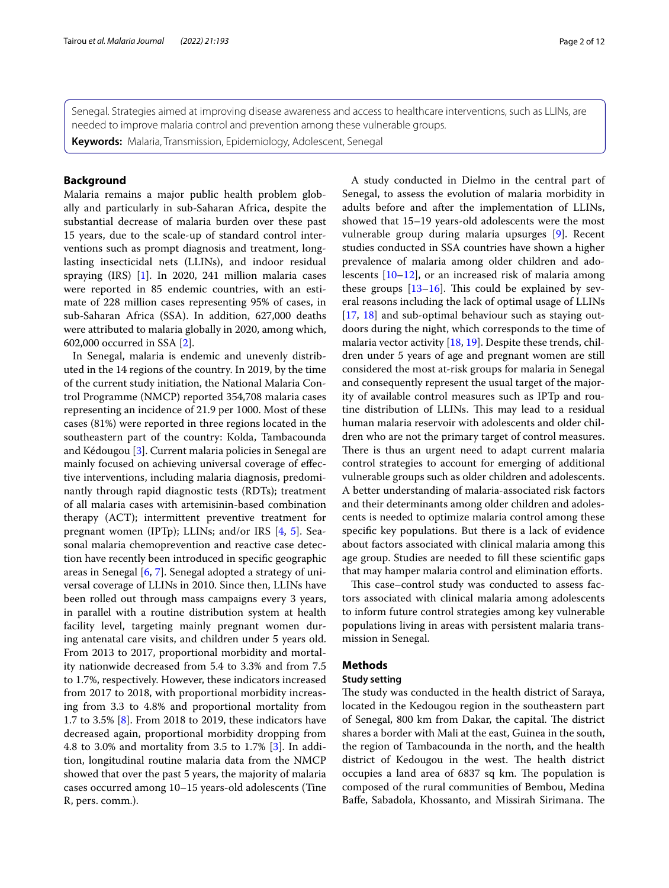Senegal. Strategies aimed at improving disease awareness and access to healthcare interventions, such as LLINs, are needed to improve malaria control and prevention among these vulnerable groups.

**Keywords:** Malaria, Transmission, Epidemiology, Adolescent, Senegal

## Background

Malaria remains a major public health problem globally and particularly in sub-Saharan Africa, despite the substantial decrease of malaria burden over these past 15 years, due to the scale-up of standard control interventions such as prompt diagnosis and treatment, long-lasting insecticidal nets (LLINs), and indoor residual spraying (IRS) [1]. In 2020, 241 million malaria cases were reported in 85 endemic countries, with an estimate of 228 million cases representing 95% of cases, in sub-Saharan Africa (SSA). In addition, 627,000 deaths were attributed to malaria globally in 2020, among which, 602,000 occurred in SSA [2].

In Senegal, malaria is endemic and unevenly distributed in the 14 regions of the country. In 2019, by the time of the current study initiation, the National Malaria Control Programme (NMCP) reported 354,708 malaria cases representing an incidence of 21.9 per 1000. Most of these cases (81%) were reported in three regions located in the southeastern part of the country: Kolda, Tambacounda and Kédougou [3]. Current malaria policies in Senegal are mainly focused on achieving universal coverage of effective interventions, including malaria diagnosis, predominantly through rapid diagnostic tests (RDTs); treatment of all malaria cases with artemisinin-based combination therapy (ACT); intermittent preventive treatment for pregnant women (IPTp); LLINs; and/or IRS [4, 5]. Seasonal malaria chemoprevention and reactive case detection have recently been introduced in specific geographic areas in Senegal [6, 7]. Senegal adopted a strategy of universal coverage of LLINs in 2010. Since then, LLINs have been rolled out through mass campaigns every 3 years, in parallel with a routine distribution system at health facility level, targeting mainly pregnant women during antenatal care visits, and children under 5 years old. From 2013 to 2017, proportional morbidity and mortality nationwide decreased from 5.4 to 3.3% and from 7.5 to 1.7%, respectively. However, these indicators increased from 2017 to 2018, with proportional morbidity increasing from 3.3 to 4.8% and proportional mortality from 1.7 to 3.5% [8]. From 2018 to 2019, these indicators have decreased again, proportional morbidity dropping from 4.8 to 3.0% and mortality from 3.5 to 1.7% [3]. In addition, longitudinal routine malaria data from the NMCP showed that over the past 5 years, the majority of malaria cases occurred among 10–15 years-old adolescents (Tine R, pers. comm.).

A study conducted in Dielmo in the central part of Senegal, to assess the evolution of malaria morbidity in adults before and after the implementation of LLINs, showed that 15–19 years-old adolescents were the most vulnerable group during malaria upsurges [9]. Recent studies conducted in SSA countries have shown a higher prevalence of malaria among older children and adolescents [10–12], or an increased risk of malaria among these groups [13–16]. This could be explained by several reasons including the lack of optimal usage of LLINs [17, 18] and sub-optimal behaviour such as staying outdoors during the night, which corresponds to the time of malaria vector activity [18, 19]. Despite these trends, children under 5 years of age and pregnant women are still considered the most at-risk groups for malaria in Senegal and consequently represent the usual target of the majority of available control measures such as IPTp and routine distribution of LLINs. This may lead to a residual human malaria reservoir with adolescents and older children who are not the primary target of control measures. There is thus an urgent need to adapt current malaria control strategies to account for emerging of additional vulnerable groups such as older children and adolescents. A better understanding of malaria-associated risk factors and their determinants among older children and adolescents is needed to optimize malaria control among these specific key populations. But there is a lack of evidence about factors associated with clinical malaria among this age group. Studies are needed to fill these scientific gaps that may hamper malaria control and elimination efforts.

This case–control study was conducted to assess factors associated with clinical malaria among adolescents to inform future control strategies among key vulnerable populations living in areas with persistent malaria transmission in Senegal.

## Methods

### Study setting

The study was conducted in the health district of Saraya, located in the Kedougou region in the southeastern part of Senegal, 800 km from Dakar, the capital. The district shares a border with Mali at the east, Guinea in the south, the region of Tambacounda in the north, and the health district of Kedougou in the west. The health district occupies a land area of 6837 sq km. The population is composed of the rural communities of Bembou, Medina Baffe, Sabadola, Khossanto, and Missirah Sirimana. The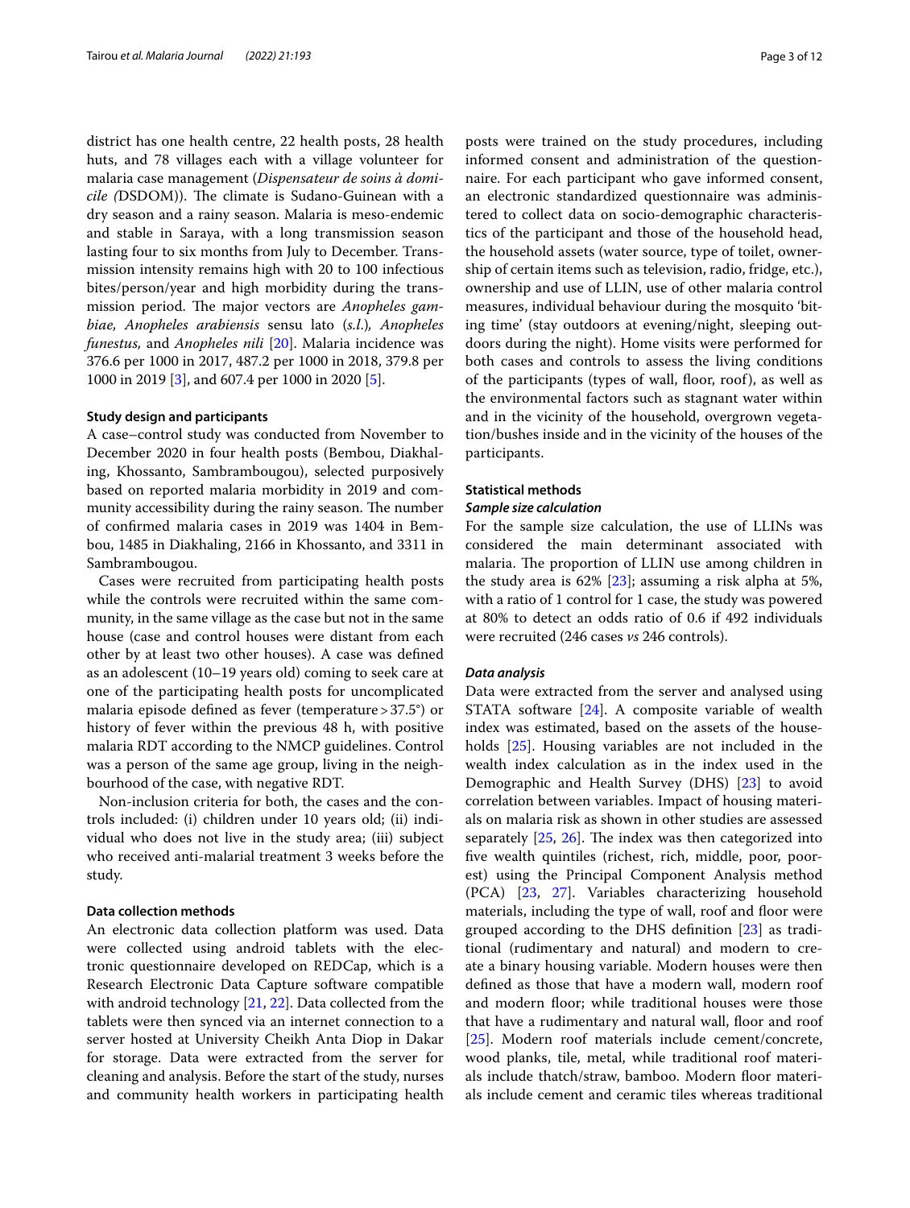district has one health centre, 22 health posts, 28 health huts, and 78 villages each with a village volunteer for malaria case management (*Dispensateur de soins à domicile (*DSDOM)). The climate is Sudano-Guinean with a dry season and a rainy season. Malaria is meso-endemic and stable in Saraya, with a long transmission season lasting four to six months from July to December. Transmission intensity remains high with 20 to 100 infectious bites/person/year and high morbidity during the transmission period. The major vectors are *Anopheles gambiae, Anopheles arabiensis* sensu lato (*s.l.*)*, Anopheles funestus,* and *Anopheles nili* [20]. Malaria incidence was 376.6 per 1000 in 2017, 487.2 per 1000 in 2018, 379.8 per 1000 in 2019 [3], and 607.4 per 1000 in 2020 [5].

### Study design and participants

A case–control study was conducted from November to December 2020 in four health posts (Bembou, Diakhaling, Khossanto, Sambrambougou), selected purposively based on reported malaria morbidity in 2019 and community accessibility during the rainy season. The number of confirmed malaria cases in 2019 was 1404 in Bembou, 1485 in Diakhaling, 2166 in Khossanto, and 3311 in Sambrambougou.

Cases were recruited from participating health posts while the controls were recruited within the same community, in the same village as the case but not in the same house (case and control houses were distant from each other by at least two other houses). A case was defined as an adolescent (10–19 years old) coming to seek care at one of the participating health posts for uncomplicated malaria episode defined as fever (temperature > 37.5°) or history of fever within the previous 48 h, with positive malaria RDT according to the NMCP guidelines. Control was a person of the same age group, living in the neighbourhood of the case, with negative RDT.

Non-inclusion criteria for both, the cases and the controls included: (i) children under 10 years old; (ii) individual who does not live in the study area; (iii) subject who received anti-malarial treatment 3 weeks before the study.

### Data collection methods

An electronic data collection platform was used. Data were collected using android tablets with the electronic questionnaire developed on REDCap, which is a Research Electronic Data Capture software compatible with android technology [21, 22]. Data collected from the tablets were then synced via an internet connection to a server hosted at University Cheikh Anta Diop in Dakar for storage. Data were extracted from the server for cleaning and analysis. Before the start of the study, nurses and community health workers in participating health posts were trained on the study procedures, including informed consent and administration of the questionnaire. For each participant who gave informed consent, an electronic standardized questionnaire was administered to collect data on socio-demographic characteristics of the participant and those of the household head, the household assets (water source, type of toilet, ownership of certain items such as television, radio, fridge, etc.), ownership and use of LLIN, use of other malaria control measures, individual behaviour during the mosquito 'biting time' (stay outdoors at evening/night, sleeping outdoors during the night). Home visits were performed for both cases and controls to assess the living conditions of the participants (types of wall, floor, roof), as well as the environmental factors such as stagnant water within and in the vicinity of the household, overgrown vegetation/bushes inside and in the vicinity of the houses of the participants.

### Statistical methods

#### *Sample size calculation*

For the sample size calculation, the use of LLINs was considered the main determinant associated with malaria. The proportion of LLIN use among children in the study area is 62% [23]; assuming a risk alpha at 5%, with a ratio of 1 control for 1 case, the study was powered at 80% to detect an odds ratio of 0.6 if 492 individuals were recruited (246 cases *vs* 246 controls).

#### *Data analysis*

Data were extracted from the server and analysed using STATA software [24]. A composite variable of wealth index was estimated, based on the assets of the households [25]. Housing variables are not included in the wealth index calculation as in the index used in the Demographic and Health Survey (DHS) [23] to avoid correlation between variables. Impact of housing materials on malaria risk as shown in other studies are assessed separately [25, 26]. The index was then categorized into five wealth quintiles (richest, rich, middle, poor, poorest) using the Principal Component Analysis method (PCA) [23, 27]. Variables characterizing household materials, including the type of wall, roof and floor were grouped according to the DHS definition [23] as traditional (rudimentary and natural) and modern to create a binary housing variable. Modern houses were then defined as those that have a modern wall, modern roof and modern floor; while traditional houses were those that have a rudimentary and natural wall, floor and roof [25]. Modern roof materials include cement/concrete, wood planks, tile, metal, while traditional roof materials include thatch/straw, bamboo. Modern floor materials include cement and ceramic tiles whereas traditional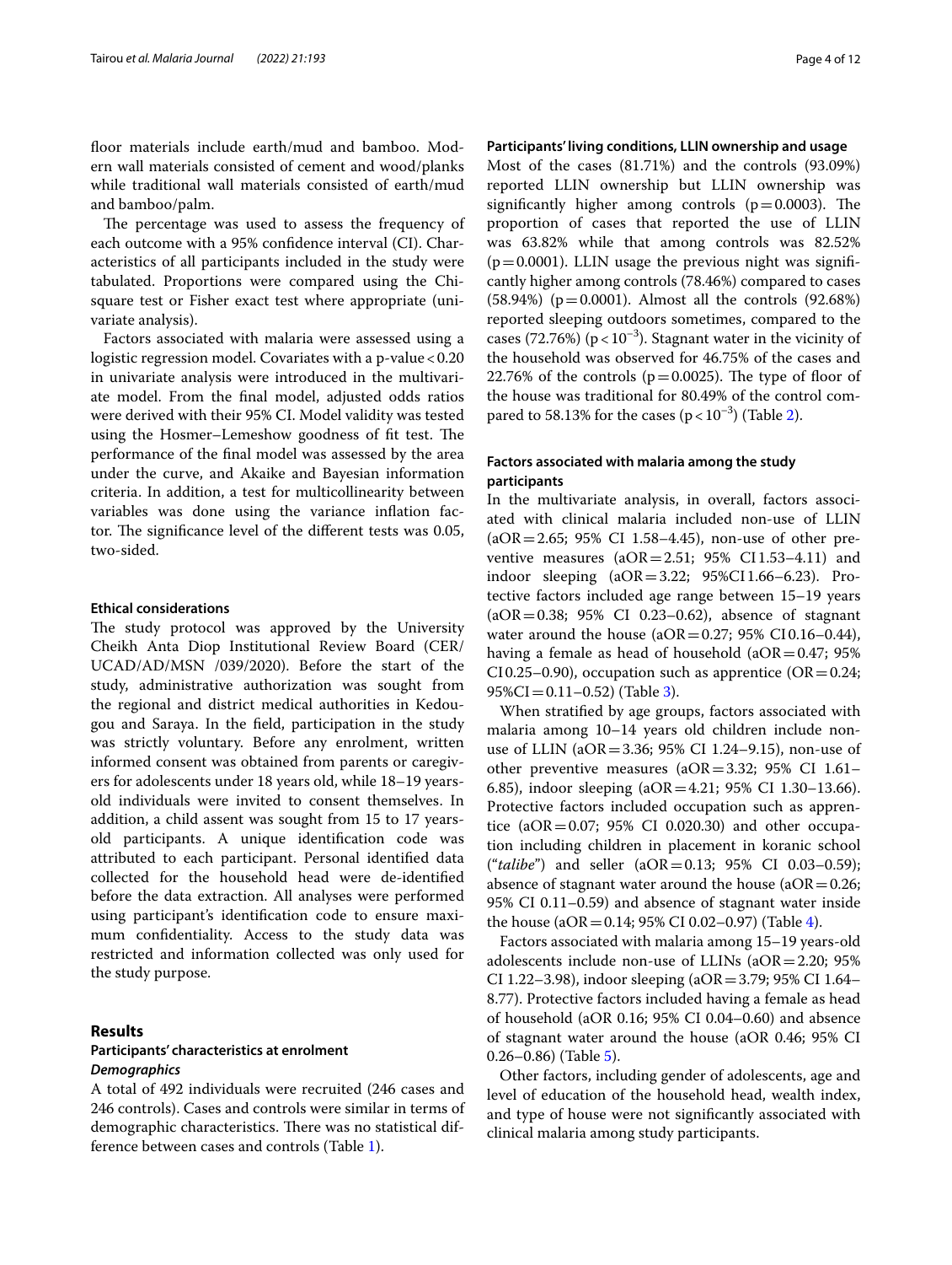floor materials include earth/mud and bamboo. Modern wall materials consisted of cement and wood/planks while traditional wall materials consisted of earth/mud and bamboo/palm.

The percentage was used to assess the frequency of each outcome with a 95% confidence interval (CI). Characteristics of all participants included in the study were tabulated. Proportions were compared using the Chi-square test or Fisher exact test where appropriate (univariate analysis).

Factors associated with malaria were assessed using a logistic regression model. Covariates with a p-value < 0.20 in univariate analysis were introduced in the multivariate model. From the final model, adjusted odds ratios were derived with their 95% CI. Model validity was tested using the Hosmer–Lemeshow goodness of fit test. The performance of the final model was assessed by the area under the curve, and Akaike and Bayesian information criteria. In addition, a test for multicollinearity between variables was done using the variance inflation factor. The significance level of the different tests was 0.05, two-sided.

#### Ethical considerations

The study protocol was approved by the University Cheikh Anta Diop Institutional Review Board (CER/UCAD/AD/MSN /039/2020). Before the start of the study, administrative authorization was sought from the regional and district medical authorities in Kedougou and Saraya. In the field, participation in the study was strictly voluntary. Before any enrolment, written informed consent was obtained from parents or caregivers for adolescents under 18 years old, while 18–19 years-old individuals were invited to consent themselves. In addition, a child assent was sought from 15 to 17 years-old participants. A unique identification code was attributed to each participant. Personal identified data collected for the household head were de-identified before the data extraction. All analyses were performed using participant's identification code to ensure maximum confidentiality. Access to the study data was restricted and information collected was only used for the study purpose.

## Results

### Participants' characteristics at enrolment

#### *Demographics*

A total of 492 individuals were recruited (246 cases and 246 controls). Cases and controls were similar in terms of demographic characteristics. There was no statistical difference between cases and controls (Table 1).

#### Participants' living conditions, LLIN ownership and usage

Most of the cases (81.71%) and the controls (93.09%) reported LLIN ownership but LLIN ownership was significantly higher among controls ($p = 0.0003$). The proportion of cases that reported the use of LLIN was 63.82% while that among controls was 82.52% ($p = 0.0001$). LLIN usage the previous night was significantly higher among controls (78.46%) compared to cases (58.94%) ($p = 0.0001$). Almost all the controls (92.68%) reported sleeping outdoors sometimes, compared to the cases (72.76%) ($p < 10^{-3}$). Stagnant water in the vicinity of the household was observed for 46.75% of the cases and 22.76% of the controls ($p = 0.0025$). The type of floor of the house was traditional for 80.49% of the control compared to 58.13% for the cases ($p < 10^{-3}$) (Table 2).

#### Factors associated with malaria among the study participants

In the multivariate analysis, in overall, factors associated with clinical malaria included non-use of LLIN (aOR = 2.65; 95% CI 1.58–4.45), non-use of other preventive measures (aOR = 2.51; 95% CI 1.53–4.11) and indoor sleeping (aOR = 3.22; 95%CI 1.66–6.23). Protective factors included age range between 15–19 years (aOR = 0.38; 95% CI 0.23–0.62), absence of stagnant water around the house (aOR = 0.27; 95% CI 0.16–0.44), having a female as head of household (aOR = 0.47; 95% CI 0.25–0.90), occupation such as apprentice (OR = 0.24; 95%CI = 0.11–0.52) (Table 3).

When stratified by age groups, factors associated with malaria among 10–14 years old children include non-use of LLIN (aOR = 3.36; 95% CI 1.24–9.15), non-use of other preventive measures (aOR = 3.32; 95% CI 1.61–6.85), indoor sleeping (aOR = 4.21; 95% CI 1.30–13.66). Protective factors included occupation such as apprentice (aOR = 0.07; 95% CI 0.020.30) and other occupation including children in placement in koranic school ("*talibe*") and seller (aOR = 0.13; 95% CI 0.03–0.59); absence of stagnant water around the house (aOR = 0.26; 95% CI 0.11–0.59) and absence of stagnant water inside the house (aOR = 0.14; 95% CI 0.02–0.97) (Table 4).

Factors associated with malaria among 15–19 years-old adolescents include non-use of LLINs (aOR = 2.20; 95% CI 1.22–3.98), indoor sleeping (aOR = 3.79; 95% CI 1.64–8.77). Protective factors included having a female as head of household (aOR 0.16; 95% CI 0.04–0.60) and absence of stagnant water around the house (aOR 0.46; 95% CI 0.26–0.86) (Table 5).

Other factors, including gender of adolescents, age and level of education of the household head, wealth index, and type of house were not significantly associated with clinical malaria among study participants.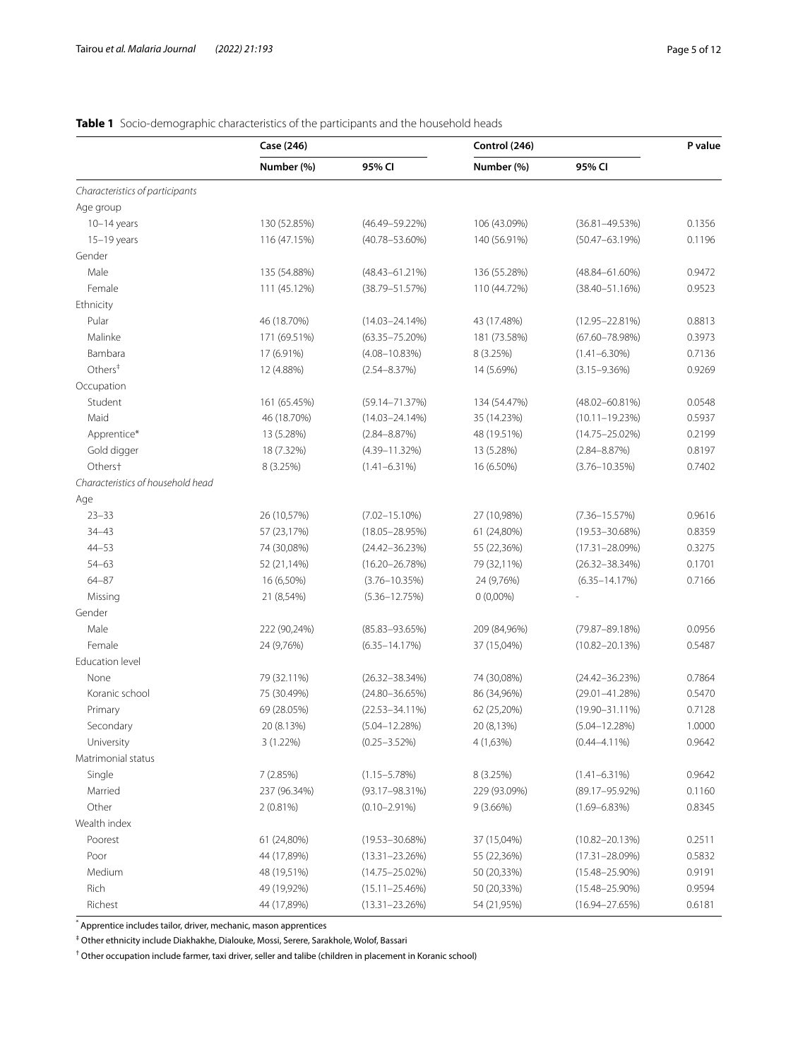**Table 1** Socio-demographic characteristics of the participants and the household heads

| | Case (246) | | Control (246) | | P value |
|---|---|---|---|---|---|
| | Number (%) | 95% CI | Number (%) | 95% CI | |
| *Characteristics of participants* | | | | | |
| Age group | | | | | |
| 10–14 years | 130 (52.85%) | (46.49–59.22%) | 106 (43.09%) | (36.81–49.53%) | 0.1356 |
| 15–19 years | 116 (47.15%) | (40.78–53.60%) | 140 (56.91%) | (50.47–63.19%) | 0.1196 |
| Gender | | | | | |
| Male | 135 (54.88%) | (48.43–61.21%) | 136 (55.28%) | (48.84–61.60%) | 0.9472 |
| Female | 111 (45.12%) | (38.79–51.57%) | 110 (44.72%) | (38.40–51.16%) | 0.9523 |
| Ethnicity | | | | | |
| Pular | 46 (18.70%) | (14.03–24.14%) | 43 (17.48%) | (12.95–22.81%) | 0.8813 |
| Malinke | 171 (69.51%) | (63.35–75.20%) | 181 (73.58%) | (67.60–78.98%) | 0.3973 |
| Bambara | 17 (6.91%) | (4.08–10.83%) | 8 (3.25%) | (1.41–6.30%) | 0.7136 |
| Others[‡] | 12 (4.88%) | (2.54–8.37%) | 14 (5.69%) | (3.15–9.36%) | 0.9269 |
| Occupation | | | | | |
| Student | 161 (65.45%) | (59.14–71.37%) | 134 (54.47%) | (48.02–60.81%) | 0.0548 |
| Maid | 46 (18.70%) | (14.03–24.14%) | 35 (14.23%) | (10.11–19.23%) | 0.5937 |
| Apprentice* | 13 (5.28%) | (2.84–8.87%) | 48 (19.51%) | (14.75–25.02%) | 0.2199 |
| Gold digger | 18 (7.32%) | (4.39–11.32%) | 13 (5.28%) | (2.84–8.87%) | 0.8197 |
| Others† | 8 (3.25%) | (1.41–6.31%) | 16 (6.50%) | (3.76–10.35%) | 0.7402 |
| *Characteristics of household head* | | | | | |
| Age | | | | | |
| 23–33 | 26 (10,57%) | (7.02–15.10%) | 27 (10,98%) | (7.36–15.57%) | 0.9616 |
| 34–43 | 57 (23,17%) | (18.05–28.95%) | 61 (24,80%) | (19.53–30.68%) | 0.8359 |
| 44–53 | 74 (30,08%) | (24.42–36.23%) | 55 (22,36%) | (17.31–28.09%) | 0.3275 |
| 54–63 | 52 (21,14%) | (16.20–26.78%) | 79 (32,11%) | (26.32–38.34%) | 0.1701 |
| 64–87 | 16 (6,50%) | (3.76–10.35%) | 24 (9,76%) | (6.35–14.17%) | 0.7166 |
| Missing | 21 (8,54%) | (5.36–12.75%) | 0 (0,00%) | - | |
| Gender | | | | | |
| Male | 222 (90,24%) | (85.83–93.65%) | 209 (84,96%) | (79.87–89.18%) | 0.0956 |
| Female | 24 (9,76%) | (6.35–14.17%) | 37 (15,04%) | (10.82–20.13%) | 0.5487 |
| Education level | | | | | |
| None | 79 (32.11%) | (26.32–38.34%) | 74 (30,08%) | (24.42–36.23%) | 0.7864 |
| Koranic school | 75 (30.49%) | (24.80–36.65%) | 86 (34,96%) | (29.01–41.28%) | 0.5470 |
| Primary | 69 (28.05%) | (22.53–34.11%) | 62 (25,20%) | (19.90–31.11%) | 0.7128 |
| Secondary | 20 (8.13%) | (5.04–12.28%) | 20 (8,13%) | (5.04–12.28%) | 1.0000 |
| University | 3 (1.22%) | (0.25–3.52%) | 4 (1,63%) | (0.44–4.11%) | 0.9642 |
| Matrimonial status | | | | | |
| Single | 7 (2.85%) | (1.15–5.78%) | 8 (3.25%) | (1.41–6.31%) | 0.9642 |
| Married | 237 (96.34%) | (93.17–98.31%) | 229 (93.09%) | (89.17–95.92%) | 0.1160 |
| Other | 2 (0.81%) | (0.10–2.91%) | 9 (3.66%) | (1.69–6.83%) | 0.8345 |
| Wealth index | | | | | |
| Poorest | 61 (24,80%) | (19.53–30.68%) | 37 (15,04%) | (10.82–20.13%) | 0.2511 |
| Poor | 44 (17,89%) | (13.31–23.26%) | 55 (22,36%) | (17.31–28.09%) | 0.5832 |
| Medium | 48 (19,51%) | (14.75–25.02%) | 50 (20,33%) | (15.48–25.90%) | 0.9191 |
| Rich | 49 (19,92%) | (15.11–25.46%) | 50 (20,33%) | (15.48–25.90%) | 0.9594 |
| Richest | 44 (17,89%) | (13.31–23.26%) | 54 (21,95%) | (16.94–27.65%) | 0.6181 |

[*] Apprentice includes tailor, driver, mechanic, mason apprentices

[‡] Other ethnicity include Diakhakhe, Dialouke, Mossi, Serere, Sarakhole, Wolof, Bassari

[†] Other occupation include farmer, taxi driver, seller and talibe (children in placement in Koranic school)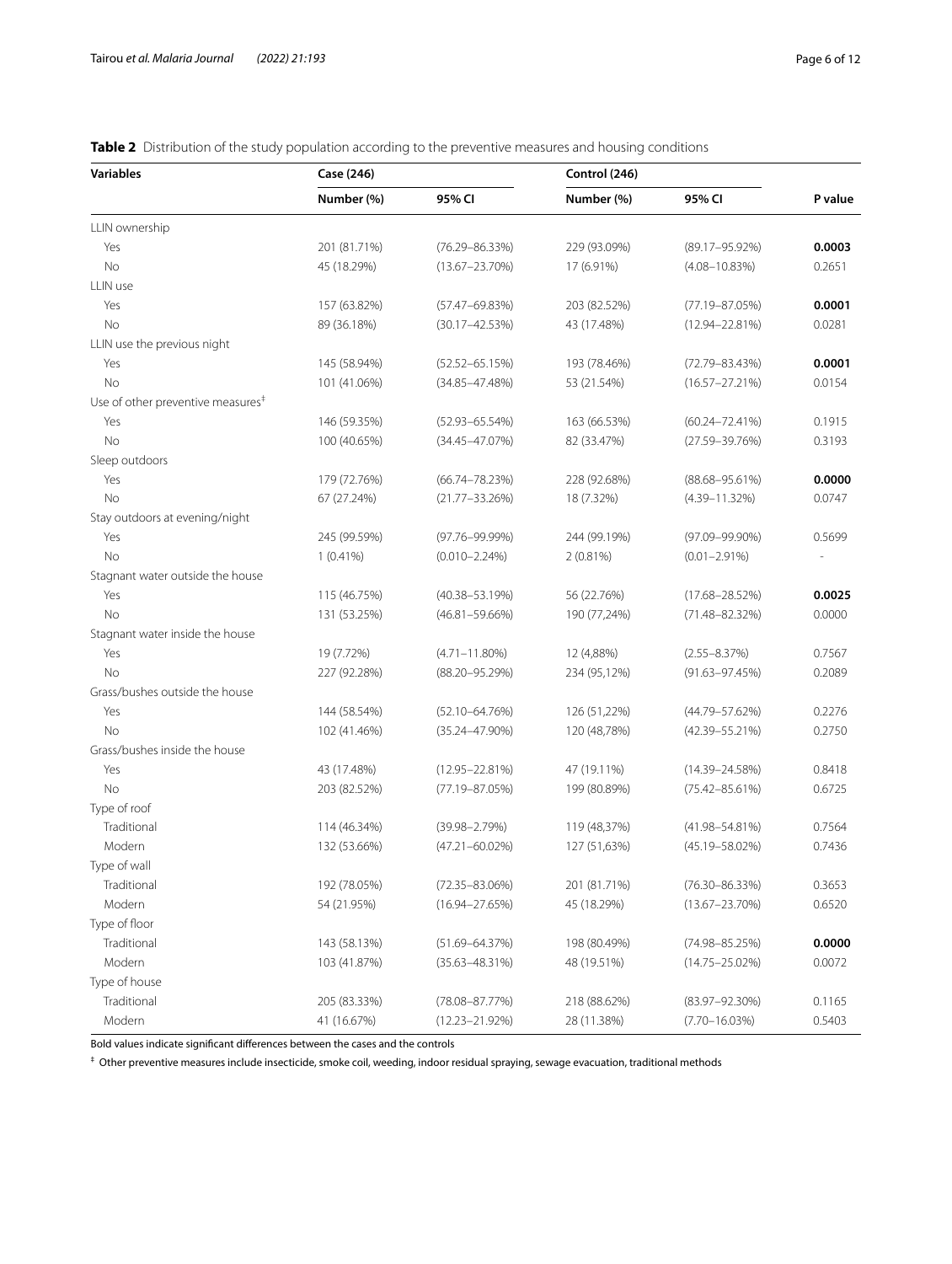**Table 2** Distribution of the study population according to the preventive measures and housing conditions

| Variables | Case (246) | | Control (246) | | |
|---|---|---|---|---|---|
| | Number (%) | 95% CI | Number (%) | 95% CI | P value |
| LLIN ownership | | | | | |
| Yes | 201 (81.71%) | (76.29–86.33%) | 229 (93.09%) | (89.17–95.92%) | **0.0003** |
| No | 45 (18.29%) | (13.67–23.70%) | 17 (6.91%) | (4.08–10.83%) | 0.2651 |
| LLIN use | | | | | |
| Yes | 157 (63.82%) | (57.47–69.83%) | 203 (82.52%) | (77.19–87.05%) | **0.0001** |
| No | 89 (36.18%) | (30.17–42.53%) | 43 (17.48%) | (12.94–22.81%) | 0.0281 |
| LLIN use the previous night | | | | | |
| Yes | 145 (58.94%) | (52.52–65.15%) | 193 (78.46%) | (72.79–83.43%) | **0.0001** |
| No | 101 (41.06%) | (34.85–47.48%) | 53 (21.54%) | (16.57–27.21%) | 0.0154 |
| Use of other preventive measures[‡] | | | | | |
| Yes | 146 (59.35%) | (52.93–65.54%) | 163 (66.53%) | (60.24–72.41%) | 0.1915 |
| No | 100 (40.65%) | (34.45–47.07%) | 82 (33.47%) | (27.59–39.76%) | 0.3193 |
| Sleep outdoors | | | | | |
| Yes | 179 (72.76%) | (66.74–78.23%) | 228 (92.68%) | (88.68–95.61%) | **0.0000** |
| No | 67 (27.24%) | (21.77–33.26%) | 18 (7.32%) | (4.39–11.32%) | 0.0747 |
| Stay outdoors at evening/night | | | | | |
| Yes | 245 (99.59%) | (97.76–99.99%) | 244 (99.19%) | (97.09–99.90%) | 0.5699 |
| No | 1 (0.41%) | (0.010–2.24%) | 2 (0.81%) | (0.01–2.91%) | - |
| Stagnant water outside the house | | | | | |
| Yes | 115 (46.75%) | (40.38–53.19%) | 56 (22.76%) | (17.68–28.52%) | **0.0025** |
| No | 131 (53.25%) | (46.81–59.66%) | 190 (77,24%) | (71.48–82.32%) | 0.0000 |
| Stagnant water inside the house | | | | | |
| Yes | 19 (7.72%) | (4.71–11.80%) | 12 (4,88%) | (2.55–8.37%) | 0.7567 |
| No | 227 (92.28%) | (88.20–95.29%) | 234 (95,12%) | (91.63–97.45%) | 0.2089 |
| Grass/bushes outside the house | | | | | |
| Yes | 144 (58.54%) | (52.10–64.76%) | 126 (51,22%) | (44.79–57.62%) | 0.2276 |
| No | 102 (41.46%) | (35.24–47.90%) | 120 (48,78%) | (42.39–55.21%) | 0.2750 |
| Grass/bushes inside the house | | | | | |
| Yes | 43 (17.48%) | (12.95–22.81%) | 47 (19.11%) | (14.39–24.58%) | 0.8418 |
| No | 203 (82.52%) | (77.19–87.05%) | 199 (80.89%) | (75.42–85.61%) | 0.6725 |
| Type of roof | | | | | |
| Traditional | 114 (46.34%) | (39.98–2.79%) | 119 (48,37%) | (41.98–54.81%) | 0.7564 |
| Modern | 132 (53.66%) | (47.21–60.02%) | 127 (51,63%) | (45.19–58.02%) | 0.7436 |
| Type of wall | | | | | |
| Traditional | 192 (78.05%) | (72.35–83.06%) | 201 (81.71%) | (76.30–86.33%) | 0.3653 |
| Modern | 54 (21.95%) | (16.94–27.65%) | 45 (18.29%) | (13.67–23.70%) | 0.6520 |
| Type of floor | | | | | |
| Traditional | 143 (58.13%) | (51.69–64.37%) | 198 (80.49%) | (74.98–85.25%) | **0.0000** |
| Modern | 103 (41.87%) | (35.63–48.31%) | 48 (19.51%) | (14.75–25.02%) | 0.0072 |
| Type of house | | | | | |
| Traditional | 205 (83.33%) | (78.08–87.77%) | 218 (88.62%) | (83.97–92.30%) | 0.1165 |
| Modern | 41 (16.67%) | (12.23–21.92%) | 28 (11.38%) | (7.70–16.03%) | 0.5403 |

Bold values indicate significant differences between the cases and the controls

‡ Other preventive measures include insecticide, smoke coil, weeding, indoor residual spraying, sewage evacuation, traditional methods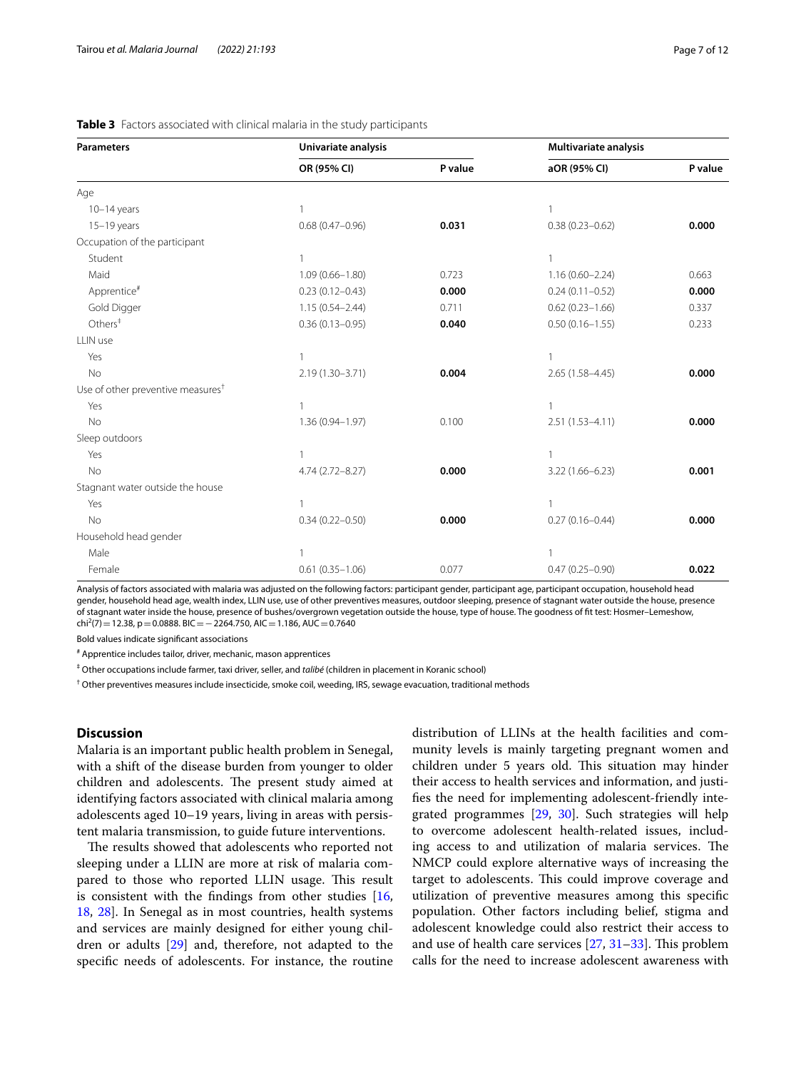**Table 3** Factors associated with clinical malaria in the study participants

| Parameters | Univariate analysis | | Multivariate analysis | |
|---|---|---|---|---|
| | OR (95% CI) | P value | aOR (95% CI) | P value |
| Age | | | | |
| 10–14 years | 1 | | 1 | |
| 15–19 years | 0.68 (0.47–0.96) | **0.031** | 0.38 (0.23–0.62) | **0.000** |
| Occupation of the participant | | | | |
| Student | 1 | | 1 | |
| Maid | 1.09 (0.66–1.80) | 0.723 | 1.16 (0.60–2.24) | 0.663 |
| Apprentice[#] | 0.23 (0.12–0.43) | **0.000** | 0.24 (0.11–0.52) | **0.000** |
| Gold Digger | 1.15 (0.54–2.44) | 0.711 | 0.62 (0.23–1.66) | 0.337 |
| Others[‡] | 0.36 (0.13–0.95) | **0.040** | 0.50 (0.16–1.55) | 0.233 |
| LLIN use | | | | |
| Yes | 1 | | 1 | |
| No | 2.19 (1.30–3.71) | **0.004** | 2.65 (1.58–4.45) | **0.000** |
| Use of other preventive measures[†] | | | | |
| Yes | 1 | | 1 | |
| No | 1.36 (0.94–1.97) | 0.100 | 2.51 (1.53–4.11) | **0.000** |
| Sleep outdoors | | | | |
| Yes | 1 | | 1 | |
| No | 4.74 (2.72–8.27) | **0.000** | 3.22 (1.66–6.23) | **0.001** |
| Stagnant water outside the house | | | | |
| Yes | 1 | | 1 | |
| No | 0.34 (0.22–0.50) | **0.000** | 0.27 (0.16–0.44) | **0.000** |
| Household head gender | | | | |
| Male | 1 | | 1 | |
| Female | 0.61 (0.35–1.06) | 0.077 | 0.47 (0.25–0.90) | **0.022** |

Analysis of factors associated with malaria was adjusted on the following factors: participant gender, participant age, participant occupation, household head gender, household head age, wealth index, LLIN use, use of other preventives measures, outdoor sleeping, presence of stagnant water outside the house, presence of stagnant water inside the house, presence of bushes/overgrown vegetation outside the house, type of house. The goodness of fit test: Hosmer–Lemeshow, $chi^2(7) = 12.38$, $p = 0.0888$. BIC = −2264.750, AIC = 1.186, AUC = 0.7640

Bold values indicate significant associations

[#] Apprentice includes tailor, driver, mechanic, mason apprentices

[‡] Other occupations include farmer, taxi driver, seller, and *talibé* (children in placement in Koranic school)

[†] Other preventives measures include insecticide, smoke coil, weeding, IRS, sewage evacuation, traditional methods

## Discussion

Malaria is an important public health problem in Senegal, with a shift of the disease burden from younger to older children and adolescents. The present study aimed at identifying factors associated with clinical malaria among adolescents aged 10–19 years, living in areas with persistent malaria transmission, to guide future interventions.

The results showed that adolescents who reported not sleeping under a LLIN are more at risk of malaria compared to those who reported LLIN usage. This result is consistent with the findings from other studies [16, 18, 28]. In Senegal as in most countries, health systems and services are mainly designed for either young children or adults [29] and, therefore, not adapted to the specific needs of adolescents. For instance, the routine distribution of LLINs at the health facilities and community levels is mainly targeting pregnant women and children under 5 years old. This situation may hinder their access to health services and information, and justifies the need for implementing adolescent-friendly integrated programmes [29, 30]. Such strategies will help to overcome adolescent health-related issues, including access to and utilization of malaria services. The NMCP could explore alternative ways of increasing the target to adolescents. This could improve coverage and utilization of preventive measures among this specific population. Other factors including belief, stigma and adolescent knowledge could also restrict their access to and use of health care services [27, 31–33]. This problem calls for the need to increase adolescent awareness with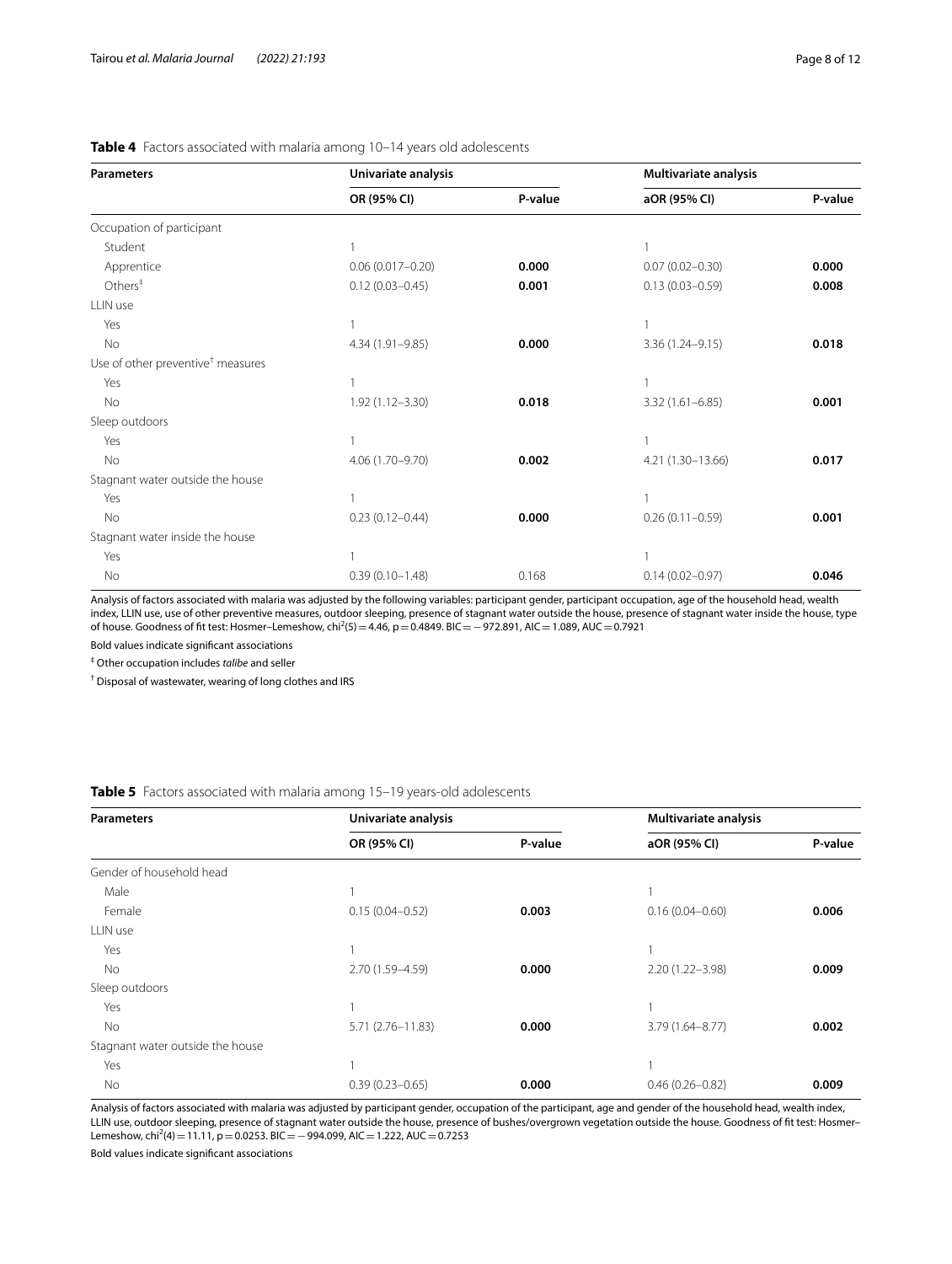**Table 4** Factors associated with malaria among 10–14 years old adolescents

| Parameters | Univariate analysis | | Multivariate analysis | |
|---|---|---|---|---|
| | OR (95% CI) | P-value | aOR (95% CI) | P-value |
| Occupation of participant | | | | |
| Student | 1 | | 1 | |
| Apprentice | 0.06 (0.017–0.20) | **0.000** | 0.07 (0.02–0.30) | **0.000** |
| Others[‡] | 0.12 (0.03–0.45) | **0.001** | 0.13 (0.03–0.59) | **0.008** |
| LLIN use | | | | |
| Yes | 1 | | 1 | |
| No | 4.34 (1.91–9.85) | **0.000** | 3.36 (1.24–9.15) | **0.018** |
| Use of other preventive[†] measures | | | | |
| Yes | 1 | | 1 | |
| No | 1.92 (1.12–3.30) | **0.018** | 3.32 (1.61–6.85) | **0.001** |
| Sleep outdoors | | | | |
| Yes | 1 | | 1 | |
| No | 4.06 (1.70–9.70) | **0.002** | 4.21 (1.30–13.66) | **0.017** |
| Stagnant water outside the house | | | | |
| Yes | 1 | | 1 | |
| No | 0.23 (0.12–0.44) | **0.000** | 0.26 (0.11–0.59) | **0.001** |
| Stagnant water inside the house | | | | |
| Yes | 1 | | 1 | |
| No | 0.39 (0.10–1.48) | 0.168 | 0.14 (0.02–0.97) | **0.046** |

Analysis of factors associated with malaria was adjusted by the following variables: participant gender, participant occupation, age of the household head, wealth index, LLIN use, use of other preventive measures, outdoor sleeping, presence of stagnant water outside the house, presence of stagnant water inside the house, type of house. Goodness of fit test: Hosmer–Lemeshow, $chi^2(5) = 4.46$, $p = 0.4849$. BIC = − 972.891, AIC = 1.089, AUC = 0.7921

Bold values indicate significant associations

[‡] Other occupation includes *talibe* and seller

[†] Disposal of wastewater, wearing of long clothes and IRS

**Table 5** Factors associated with malaria among 15–19 years-old adolescents

| Parameters | Univariate analysis | | Multivariate analysis | |
|---|---|---|---|---|
| | OR (95% CI) | P-value | aOR (95% CI) | P-value |
| Gender of household head | | | | |
| Male | 1 | | 1 | |
| Female | 0.15 (0.04–0.52) | **0.003** | 0.16 (0.04–0.60) | **0.006** |
| LLIN use | | | | |
| Yes | 1 | | 1 | |
| No | 2.70 (1.59–4.59) | **0.000** | 2.20 (1.22–3.98) | **0.009** |
| Sleep outdoors | | | | |
| Yes | 1 | | 1 | |
| No | 5.71 (2.76–11.83) | **0.000** | 3.79 (1.64–8.77) | **0.002** |
| Stagnant water outside the house | | | | |
| Yes | 1 | | 1 | |
| No | 0.39 (0.23–0.65) | **0.000** | 0.46 (0.26–0.82) | **0.009** |

Analysis of factors associated with malaria was adjusted by participant gender, occupation of the participant, age and gender of the household head, wealth index, LLIN use, outdoor sleeping, presence of stagnant water outside the house, presence of bushes/overgrown vegetation outside the house. Goodness of fit test: Hosmer–Lemeshow, $chi^2(4) = 11.11$, $p = 0.0253$. BIC = − 994.099, AIC = 1.222, AUC = 0.7253

Bold values indicate significant associations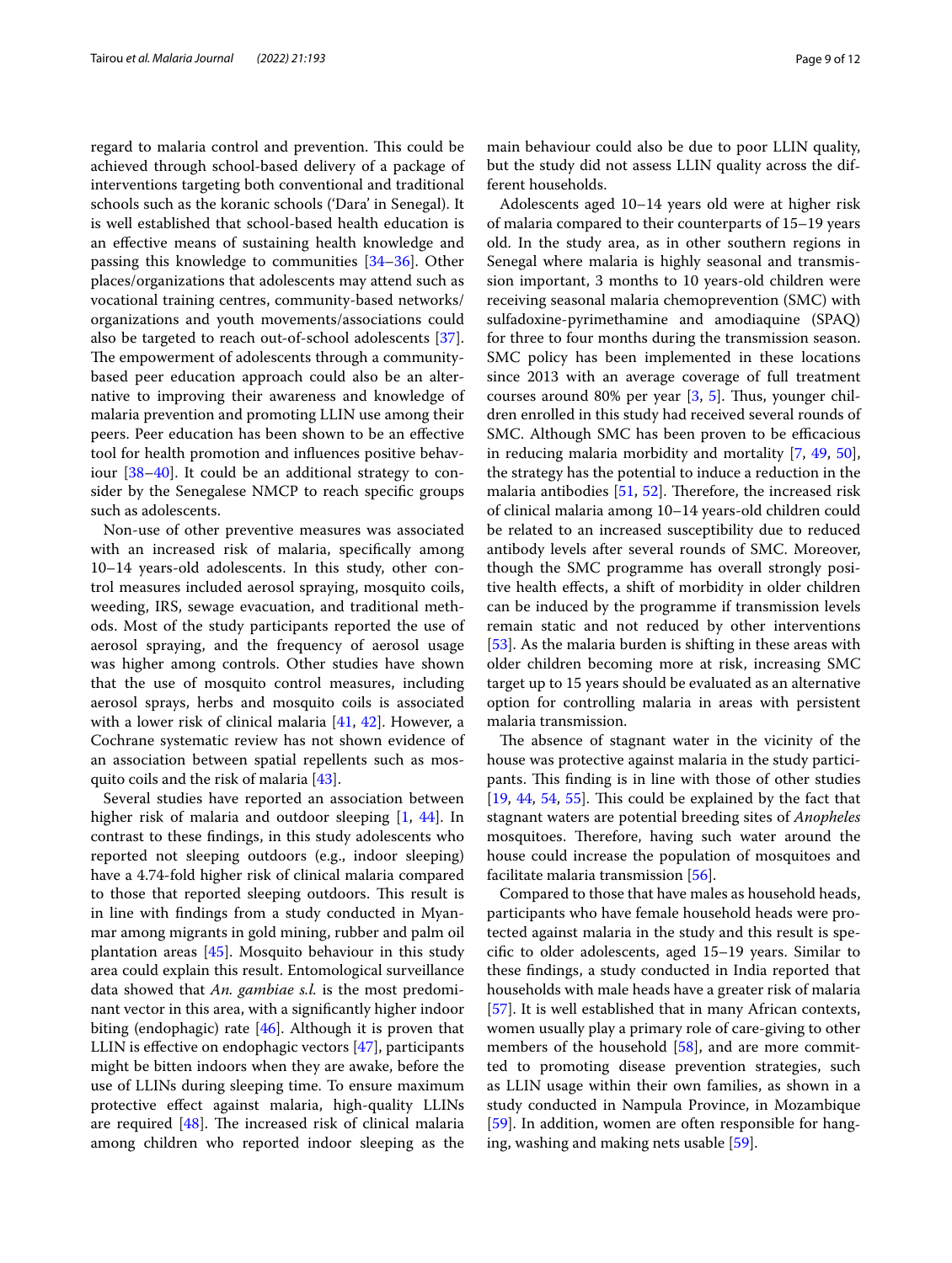regard to malaria control and prevention. This could be achieved through school-based delivery of a package of interventions targeting both conventional and traditional schools such as the koranic schools ('Dara' in Senegal). It is well established that school-based health education is an effective means of sustaining health knowledge and passing this knowledge to communities [34–36]. Other places/organizations that adolescents may attend such as vocational training centres, community-based networks/organizations and youth movements/associations could also be targeted to reach out-of-school adolescents [37]. The empowerment of adolescents through a community-based peer education approach could also be an alternative to improving their awareness and knowledge of malaria prevention and promoting LLIN use among their peers. Peer education has been shown to be an effective tool for health promotion and influences positive behaviour [38–40]. It could be an additional strategy to consider by the Senegalese NMCP to reach specific groups such as adolescents.

Non-use of other preventive measures was associated with an increased risk of malaria, specifically among 10–14 years-old adolescents. In this study, other control measures included aerosol spraying, mosquito coils, weeding, IRS, sewage evacuation, and traditional methods. Most of the study participants reported the use of aerosol spraying, and the frequency of aerosol usage was higher among controls. Other studies have shown that the use of mosquito control measures, including aerosol sprays, herbs and mosquito coils is associated with a lower risk of clinical malaria [41, 42]. However, a Cochrane systematic review has not shown evidence of an association between spatial repellents such as mosquito coils and the risk of malaria [43].

Several studies have reported an association between higher risk of malaria and outdoor sleeping [1, 44]. In contrast to these findings, in this study adolescents who reported not sleeping outdoors (e.g., indoor sleeping) have a 4.74-fold higher risk of clinical malaria compared to those that reported sleeping outdoors. This result is in line with findings from a study conducted in Myanmar among migrants in gold mining, rubber and palm oil plantation areas [45]. Mosquito behaviour in this study area could explain this result. Entomological surveillance data showed that *An. gambiae s.l.* is the most predominant vector in this area, with a significantly higher indoor biting (endophagic) rate [46]. Although it is proven that LLIN is effective on endophagic vectors [47], participants might be bitten indoors when they are awake, before the use of LLINs during sleeping time. To ensure maximum protective effect against malaria, high-quality LLINs are required [48]. The increased risk of clinical malaria among children who reported indoor sleeping as the main behaviour could also be due to poor LLIN quality, but the study did not assess LLIN quality across the different households.

Adolescents aged 10–14 years old were at higher risk of malaria compared to their counterparts of 15–19 years old. In the study area, as in other southern regions in Senegal where malaria is highly seasonal and transmission important, 3 months to 10 years-old children were receiving seasonal malaria chemoprevention (SMC) with sulfadoxine-pyrimethamine and amodiaquine (SPAQ) for three to four months during the transmission season. SMC policy has been implemented in these locations since 2013 with an average coverage of full treatment courses around 80% per year [3, 5]. Thus, younger children enrolled in this study had received several rounds of SMC. Although SMC has been proven to be efficacious in reducing malaria morbidity and mortality [7, 49, 50], the strategy has the potential to induce a reduction in the malaria antibodies [51, 52]. Therefore, the increased risk of clinical malaria among 10–14 years-old children could be related to an increased susceptibility due to reduced antibody levels after several rounds of SMC. Moreover, though the SMC programme has overall strongly positive health effects, a shift of morbidity in older children can be induced by the programme if transmission levels remain static and not reduced by other interventions [53]. As the malaria burden is shifting in these areas with older children becoming more at risk, increasing SMC target up to 15 years should be evaluated as an alternative option for controlling malaria in areas with persistent malaria transmission.

The absence of stagnant water in the vicinity of the house was protective against malaria in the study participants. This finding is in line with those of other studies [19, 44, 54, 55]. This could be explained by the fact that stagnant waters are potential breeding sites of *Anopheles* mosquitoes. Therefore, having such water around the house could increase the population of mosquitoes and facilitate malaria transmission [56].

Compared to those that have males as household heads, participants who have female household heads were protected against malaria in the study and this result is specific to older adolescents, aged 15–19 years. Similar to these findings, a study conducted in India reported that households with male heads have a greater risk of malaria [57]. It is well established that in many African contexts, women usually play a primary role of care-giving to other members of the household [58], and are more committed to promoting disease prevention strategies, such as LLIN usage within their own families, as shown in a study conducted in Nampula Province, in Mozambique [59]. In addition, women are often responsible for hanging, washing and making nets usable [59].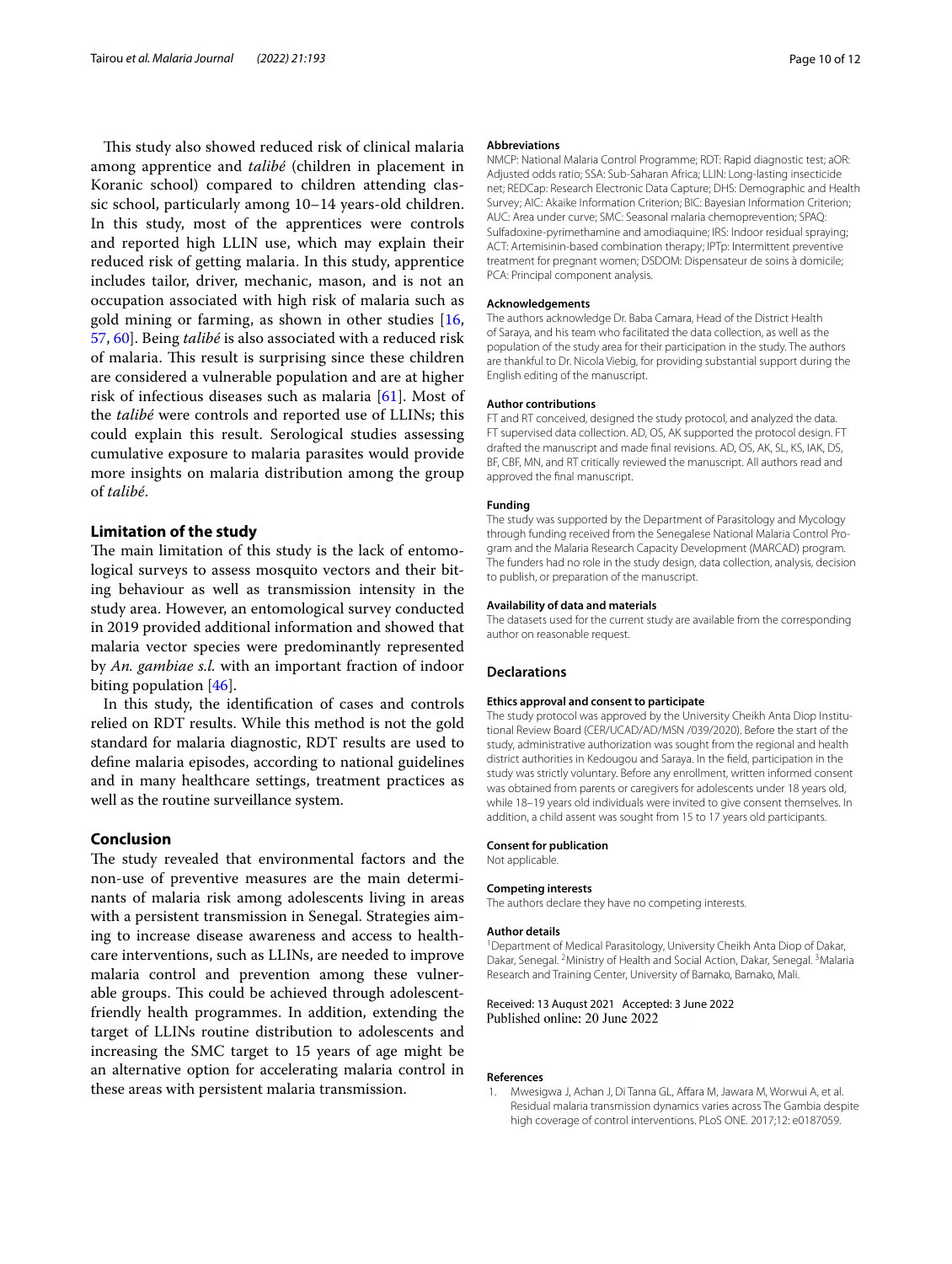This study also showed reduced risk of clinical malaria among apprentice and *talibé* (children in placement in Koranic school) compared to children attending classic school, particularly among 10–14 years-old children. In this study, most of the apprentices were controls and reported high LLIN use, which may explain their reduced risk of getting malaria. In this study, apprentice includes tailor, driver, mechanic, mason, and is not an occupation associated with high risk of malaria such as gold mining or farming, as shown in other studies [16, 57, 60]. Being *talibé* is also associated with a reduced risk of malaria. This result is surprising since these children are considered a vulnerable population and are at higher risk of infectious diseases such as malaria [61]. Most of the *talibé* were controls and reported use of LLINs; this could explain this result. Serological studies assessing cumulative exposure to malaria parasites would provide more insights on malaria distribution among the group of *talibé*.

## Limitation of the study

The main limitation of this study is the lack of entomological surveys to assess mosquito vectors and their biting behaviour as well as transmission intensity in the study area. However, an entomological survey conducted in 2019 provided additional information and showed that malaria vector species were predominantly represented by *An. gambiae s.l.* with an important fraction of indoor biting population [46].

In this study, the identification of cases and controls relied on RDT results. While this method is not the gold standard for malaria diagnostic, RDT results are used to define malaria episodes, according to national guidelines and in many healthcare settings, treatment practices as well as the routine surveillance system.

## Conclusion

The study revealed that environmental factors and the non-use of preventive measures are the main determinants of malaria risk among adolescents living in areas with a persistent transmission in Senegal. Strategies aiming to increase disease awareness and access to healthcare interventions, such as LLINs, are needed to improve malaria control and prevention among these vulnerable groups. This could be achieved through adolescent-friendly health programmes. In addition, extending the target of LLINs routine distribution to adolescents and increasing the SMC target to 15 years of age might be an alternative option for accelerating malaria control in these areas with persistent malaria transmission.

#### Abbreviations

NMCP: National Malaria Control Programme; RDT: Rapid diagnostic test; aOR: Adjusted odds ratio; SSA: Sub-Saharan Africa; LLIN: Long-lasting insecticide net; REDCap: Research Electronic Data Capture; DHS: Demographic and Health Survey; AIC: Akaike Information Criterion; BIC: Bayesian Information Criterion; AUC: Area under curve; SMC: Seasonal malaria chemoprevention; SPAQ: Sulfadoxine-pyrimethamine and amodiaquine; IRS: Indoor residual spraying; ACT: Artemisinin-based combination therapy; IPTp: Intermittent preventive treatment for pregnant women; DSDOM: Dispensateur de soins à domicile; PCA: Principal component analysis.

#### Acknowledgements

The authors acknowledge Dr. Baba Camara, Head of the District Health of Saraya, and his team who facilitated the data collection, as well as the population of the study area for their participation in the study. The authors are thankful to Dr. Nicola Viebig, for providing substantial support during the English editing of the manuscript.

#### Author contributions

FT and RT conceived, designed the study protocol, and analyzed the data. FT supervised data collection. AD, OS, AK supported the protocol design. FT drafted the manuscript and made final revisions. AD, OS, AK, SL, KS, IAK, DS, BF, CBF, MN, and RT critically reviewed the manuscript. All authors read and approved the final manuscript.

#### Funding

The study was supported by the Department of Parasitology and Mycology through funding received from the Senegalese National Malaria Control Program and the Malaria Research Capacity Development (MARCAD) program. The funders had no role in the study design, data collection, analysis, decision to publish, or preparation of the manuscript.

#### Availability of data and materials

The datasets used for the current study are available from the corresponding author on reasonable request.

### Declarations

#### Ethics approval and consent to participate

The study protocol was approved by the University Cheikh Anta Diop Institutional Review Board (CER/UCAD/AD/MSN /039/2020). Before the start of the study, administrative authorization was sought from the regional and health district authorities in Kedougou and Saraya. In the field, participation in the study was strictly voluntary. Before any enrollment, written informed consent was obtained from parents or caregivers for adolescents under 18 years old, while 18–19 years old individuals were invited to give consent themselves. In addition, a child assent was sought from 15 to 17 years old participants.

#### Consent for publication

Not applicable.

#### Competing interests

The authors declare they have no competing interests.

#### Author details

[1] Department of Medical Parasitology, University Cheikh Anta Diop of Dakar, Dakar, Senegal. [2] Ministry of Health and Social Action, Dakar, Senegal. [3] Malaria Research and Training Center, University of Bamako, Bamako, Mali.

Received: 13 August 2021 Accepted: 3 June 2022
Published online: 20 June 2022

#### References

1. Mwesigwa J, Achan J, Di Tanna GL, Affara M, Jawara M, Worwui A, et al. Residual malaria transmission dynamics varies across The Gambia despite high coverage of control interventions. PLoS ONE. 2017;12: e0187059.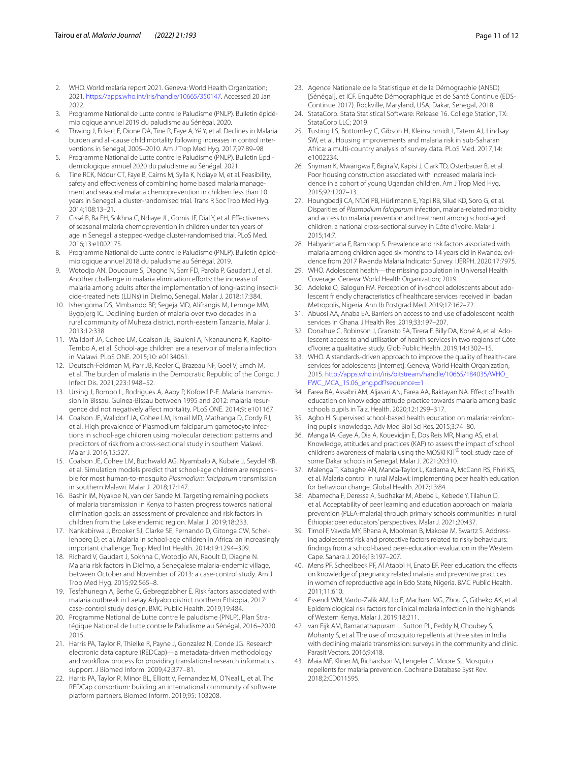2. WHO. World malaria report 2021. Geneva: World Health Organization; 2021. https://apps.who.int/iris/handle/10665/350147. Accessed 20 Jan 2022.
3. Programme National de Lutte contre le Paludisme (PNLP). Bulletin épidémiologique annuel 2019 du paludisme au Sénégal. 2020.
4. Thwing J, Eckert E, Dione DA, Tine R, Faye A, Yé Y, et al. Declines in Malaria burden and all-cause child mortality following increases in control interventions in Senegal, 2005–2010. Am J Trop Med Hyg. 2017;97:89–98.
5. Programme National de Lutte contre le Paludisme (PNLP). Bulletin Epidemiologique annuel 2020 du paludisme au Sénégal. 2021.
6. Tine RCK, Ndour CT, Faye B, Cairns M, Sylla K, Ndiaye M, et al. Feasibility, safety and effectiveness of combining home based malaria management and seasonal malaria chemoprevention in children less than 10 years in Senegal: a cluster-randomised trial. Trans R Soc Trop Med Hyg. 2014;108:13–21.
7. Cissé B, Ba EH, Sokhna C, Ndiaye JL, Gomis JF, Dial Y, et al. Effectiveness of seasonal malaria chemoprevention in children under ten years of age in Senegal: a stepped-wedge cluster-randomised trial. PLoS Med. 2016;13:e1002175.
8. Programme National de Lutte contre le Paludisme (PNLP). Bulletin épidémiologique annuel 2018 du paludisme au Sénégal. 2019.
9. Wotodjo AN, Doucoure S, Diagne N, Sarr FD, Parola P, Gaudart J, et al. Another challenge in malaria elimination efforts: the increase of malaria among adults after the implementation of long-lasting insecticide-treated nets (LLINs) in Dielmo, Senegal. Malar J. 2018;17:384.
10. Ishengoma DS, Mmbando BP, Segeja MD, Alifrangis M, Lemnge MM, Bygbjerg IC. Declining burden of malaria over two decades in a rural community of Muheza district, north-eastern Tanzania. Malar J. 2013;12:338.
11. Walldorf JA, Cohee LM, Coalson JE, Bauleni A, Nkanaunena K, Kapito-Tembo A, et al. School-age children are a reservoir of malaria infection in Malawi. PLoS ONE. 2015;10: e0134061.
12. Deutsch-Feldman M, Parr JB, Keeler C, Brazeau NF, Goel V, Emch M, et al. The burden of malaria in the Democratic Republic of the Congo. J Infect Dis. 2021;223:1948–52.
13. Ursing J, Rombo L, Rodrigues A, Aaby P, Kofoed P-E. Malaria transmission in Bissau, Guinea-Bissau between 1995 and 2012: malaria resurgence did not negatively affect mortality. PLoS ONE. 2014;9: e101167.
14. Coalson JE, Walldorf JA, Cohee LM, Ismail MD, Mathanga D, Cordy RJ, et al. High prevalence of Plasmodium falciparum gametocyte infections in school-age children using molecular detection: patterns and predictors of risk from a cross-sectional study in southern Malawi. Malar J. 2016;15:527.
15. Coalson JE, Cohee LM, Buchwald AG, Nyambalo A, Kubale J, Seydel KB, et al. Simulation models predict that school-age children are responsible for most human-to-mosquito *Plasmodium falciparum* transmission in southern Malawi. Malar J. 2018;17:147.
16. Bashir IM, Nyakoe N, van der Sande M. Targeting remaining pockets of malaria transmission in Kenya to hasten progress towards national elimination goals: an assessment of prevalence and risk factors in children from the Lake endemic region. Malar J. 2019;18:233.
17. Nankabirwa J, Brooker SJ, Clarke SE, Fernando D, Gitonga CW, Schellenberg D, et al. Malaria in school-age children in Africa: an increasingly important challenge. Trop Med Int Health. 2014;19:1294–309.
18. Richard V, Gaudart J, Sokhna C, Wotodjo AN, Raoult D, Diagne N. Malaria risk factors in Dielmo, a Senegalese malaria-endemic village, between October and November of 2013: a case-control study. Am J Trop Med Hyg. 2015;92:565–8.
19. Tesfahunegn A, Berhe G, Gebregziabher E. Risk factors associated with malaria outbreak in Laelay Adyabo district northern Ethiopia, 2017: case-control study design. BMC Public Health. 2019;19:484.
20. Programme National de Lutte contre le paludisme (PNLP). Plan Stratégique National de Lutte contre le Paludisme au Sénégal, 2016–2020. 2015.
21. Harris PA, Taylor R, Thielke R, Payne J, Gonzalez N, Conde JG. Research electronic data capture (REDCap)—a metadata-driven methodology and workflow process for providing translational research informatics support. J Biomed Inform. 2009;42:377–81.
22. Harris PA, Taylor R, Minor BL, Elliott V, Fernandez M, O'Neal L, et al. The REDCap consortium: building an international community of software platform partners. Biomed Inform. 2019;95: 103208.
23. Agence Nationale de la Statistique et de la Démographie (ANSD) [Sénégal], et ICF. Enquête Démographique et de Santé Continue (EDS-Continue 2017). Rockville, Maryland, USA; Dakar, Senegal, 2018.
24. StataCorp. Stata Statistical Software: Release 16. College Station, TX: StataCorp LLC; 2019.
25. Tusting LS, Bottomley C, Gibson H, Kleinschmidt I, Tatem AJ, Lindsay SW, et al. Housing improvements and malaria risk in sub-Saharan Africa: a multi-country analysis of survey data. PLoS Med. 2017;14: e1002234.
26. Snyman K, Mwangwa F, Bigira V, Kapisi J, Clark TD, Osterbauer B, et al. Poor housing construction associated with increased malaria incidence in a cohort of young Ugandan children. Am J Trop Med Hyg. 2015;92:1207–13.
27. Houngbedji CA, N'Dri PB, Hürlimann E, Yapi RB, Silué KD, Soro G, et al. Disparities of *Plasmodium falciparum* infection, malaria-related morbidity and access to malaria prevention and treatment among school-aged children: a national cross-sectional survey in Côte d'Ivoire. Malar J. 2015;14:7.
28. Habyarimana F, Ramroop S. Prevalence and risk factors associated with malaria among children aged six months to 14 years old in Rwanda: evidence from 2017 Rwanda Malaria Indicator Survey. IJERPH. 2020;17:7975.
29. WHO. Adolescent health—the missing population in Universal Health Coverage. Geneva: World Health Organization; 2019.
30. Adeleke O, Balogun FM. Perception of in-school adolescents about adolescent friendly characteristics of healthcare services received in Ibadan Metropolis, Nigeria. Ann Ib Postgrad Med. 2019;17:162–72.
31. Abuosi AA, Anaba EA. Barriers on access to and use of adolescent health services in Ghana. J Health Res. 2019;33:197–207.
32. Donahue C, Robinson J, Granato SA, Tirera F, Billy DA, Koné A, et al. Adolescent access to and utilisation of health services in two regions of Côte d'Ivoire: a qualitative study. Glob Public Health. 2019;14:1302–15.
33. WHO. A standards-driven approach to improve the quality of health-care services for adolescents [Internet]. Geneva, World Health Organization, 2015. http://apps.who.int/iris/bitstream/handle/10665/184035/WHO_FWC_MCA_15.06_eng.pdf?sequence=1
34. Farea BA, Assabri AM, Aljasari AN, Farea AA, Baktayan NA. Effect of health education on knowledge attitude practice towards malaria among basic schools pupils in Taiz. Health. 2020;12:1299–317.
35. Agbo H. Supervised school-based health education on malaria: reinforcing pupils' knowledge. Adv Med Biol Sci Res. 2015;3:74–80.
36. Manga IA, Gaye A, Dia A, Kouevidjin E, Dos Reis MR, Niang AS, et al. Knowledge, attitudes and practices (KAP) to assess the impact of school children's awareness of malaria using the MOSKI KIT® tool: study case of some Dakar schools in Senegal. Malar J. 2021;20:310.
37. Malenga T, Kabaghe AN, Manda-Taylor L, Kadama A, McCann RS, Phiri KS, et al. Malaria control in rural Malawi: implementing peer health education for behaviour change. Global Health. 2017;13:84.
38. Abamecha F, Deressa A, Sudhakar M, Abebe L, Kebede Y, Tilahun D, et al. Acceptability of peer learning and education approach on malaria prevention (PLEA-malaria) through primary schools communities in rural Ethiopia: peer educators' perspectives. Malar J. 2021;20:437.
39. Timol F, Vawda MY, Bhana A, Moolman B, Makoae M, Swartz S. Addressing adolescents' risk and protective factors related to risky behaviours: findings from a school-based peer-education evaluation in the Western Cape. Sahara J. 2016;13:197–207.
40. Mens PF, Scheelbeek PF, Al Atabbi H, Enato EF. Peer education: the effects on knowledge of pregnancy related malaria and preventive practices in women of reproductive age in Edo State, Nigeria. BMC Public Health. 2011;11:610.
41. Essendi WM, Vardo-Zalik AM, Lo E, Machani MG, Zhou G, Githeko AK, et al. Epidemiological risk factors for clinical malaria infection in the highlands of Western Kenya. Malar J. 2019;18:211.
42. van Eijk AM, Ramanathapuram L, Sutton PL, Peddy N, Choubey S, Mohanty S, et al. The use of mosquito repellents at three sites in India with declining malaria transmission: surveys in the community and clinic. Parasit Vectors. 2016;9:418.
43. Maia MF, Kliner M, Richardson M, Lengeler C, Moore SJ. Mosquito repellents for malaria prevention. Cochrane Database Syst Rev. 2018;2:CD011595.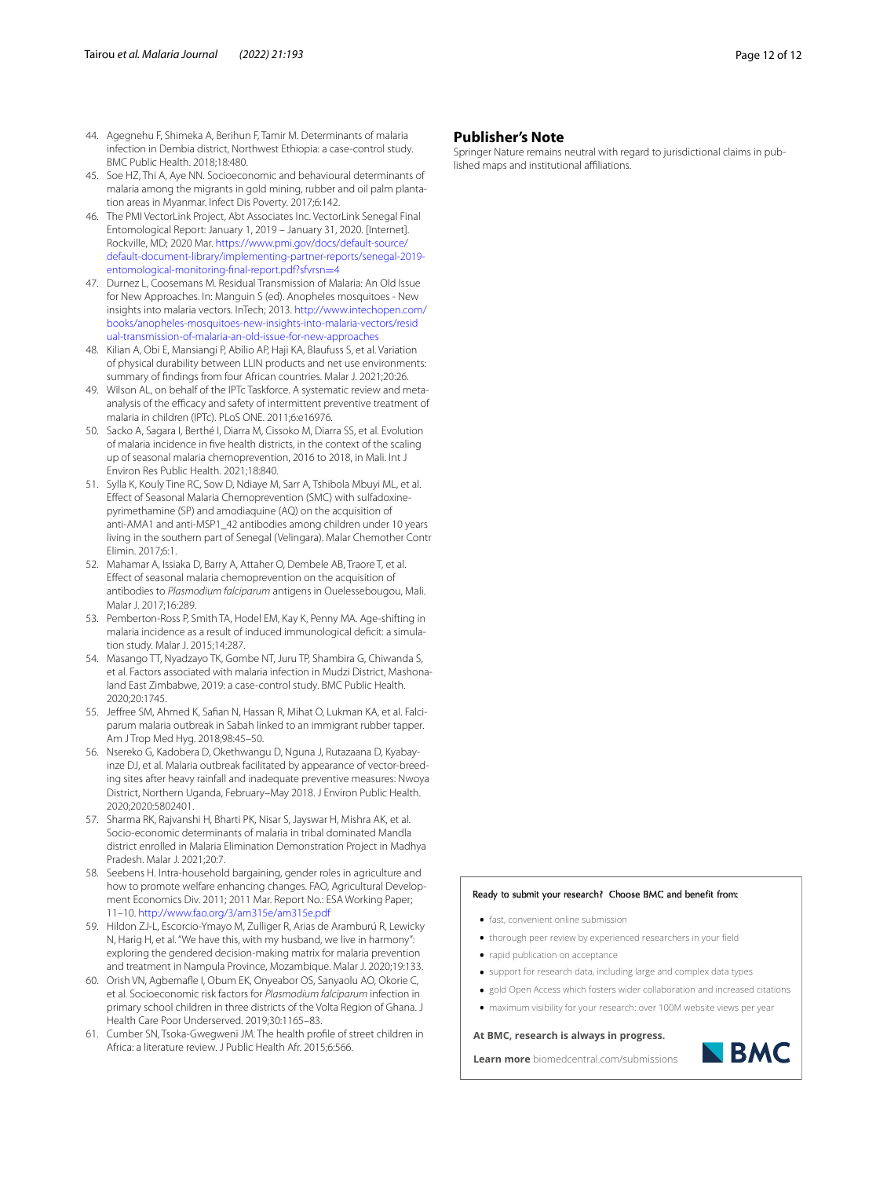44. Agegnehu F, Shimeka A, Berihun F, Tamir M. Determinants of malaria infection in Dembia district, Northwest Ethiopia: a case-control study. BMC Public Health. 2018;18:480.
45. Soe HZ, Thi A, Aye NN. Socioeconomic and behavioural determinants of malaria among the migrants in gold mining, rubber and oil palm plantation areas in Myanmar. Infect Dis Poverty. 2017;6:142.
46. The PMI VectorLink Project, Abt Associates Inc. VectorLink Senegal Final Entomological Report: January 1, 2019 – January 31, 2020. [Internet]. Rockville, MD; 2020 Mar. https://www.pmi.gov/docs/default-source/default-document-library/implementing-partner-reports/senegal-2019-entomological-monitoring-final-report.pdf?sfvrsn=4
47. Durnez L, Coosemans M. Residual Transmission of Malaria: An Old Issue for New Approaches. In: Manguin S (ed). Anopheles mosquitoes - New insights into malaria vectors. InTech; 2013. http://www.intechopen.com/books/anopheles-mosquitoes-new-insights-into-malaria-vectors/residual-transmission-of-malaria-an-old-issue-for-new-approaches
48. Kilian A, Obi E, Mansiangi P, Abílio AP, Haji KA, Blaufuss S, et al. Variation of physical durability between LLIN products and net use environments: summary of findings from four African countries. Malar J. 2021;20:26.
49. Wilson AL, on behalf of the IPTc Taskforce. A systematic review and meta-analysis of the efficacy and safety of intermittent preventive treatment of malaria in children (IPTc). PLoS ONE. 2011;6:e16976.
50. Sacko A, Sagara I, Berthé I, Diarra M, Cissoko M, Diarra SS, et al. Evolution of malaria incidence in five health districts, in the context of the scaling up of seasonal malaria chemoprevention, 2016 to 2018, in Mali. Int J Environ Res Public Health. 2021;18:840.
51. Sylla K, Kouly Tine RC, Sow D, Ndiaye M, Sarr A, Tshibola Mbuyi ML, et al. Effect of Seasonal Malaria Chemoprevention (SMC) with sulfadoxine-pyrimethamine (SP) and amodiaquine (AQ) on the acquisition of anti-AMA1 and anti-MSP1_42 antibodies among children under 10 years living in the southern part of Senegal (Velingara). Malar Chemother Contr Elimin. 2017;6:1.
52. Mahamar A, Issiaka D, Barry A, Attaher O, Dembele AB, Traore T, et al. Effect of seasonal malaria chemoprevention on the acquisition of antibodies to *Plasmodium falciparum* antigens in Ouelessebougou, Mali. Malar J. 2017;16:289.
53. Pemberton-Ross P, Smith TA, Hodel EM, Kay K, Penny MA. Age-shifting in malaria incidence as a result of induced immunological deficit: a simulation study. Malar J. 2015;14:287.
54. Masango TT, Nyadzayo TK, Gombe NT, Juru TP, Shambira G, Chiwanda S, et al. Factors associated with malaria infection in Mudzi District, Mashonaland East Zimbabwe, 2019: a case-control study. BMC Public Health. 2020;20:1745.
55. Jeffree SM, Ahmed K, Safian N, Hassan R, Mihat O, Lukman KA, et al. Falciparum malaria outbreak in Sabah linked to an immigrant rubber tapper. Am J Trop Med Hyg. 2018;98:45–50.
56. Nsereko G, Kadobera D, Okethwangu D, Nguna J, Rutazaana D, Kyabayinze DJ, et al. Malaria outbreak facilitated by appearance of vector-breeding sites after heavy rainfall and inadequate preventive measures: Nwoya District, Northern Uganda, February–May 2018. J Environ Public Health. 2020;2020:5802401.
57. Sharma RK, Rajvanshi H, Bharti PK, Nisar S, Jayswar H, Mishra AK, et al. Socio-economic determinants of malaria in tribal dominated Mandla district enrolled in Malaria Elimination Demonstration Project in Madhya Pradesh. Malar J. 2021;20:7.
58. Seebens H. Intra-household bargaining, gender roles in agriculture and how to promote welfare enhancing changes. FAO, Agricultural Development Economics Div. 2011; 2011 Mar. Report No.: ESA Working Paper; 11–10. http://www.fao.org/3/am315e/am315e.pdf
59. Hildon ZJ-L, Escorcio-Ymayo M, Zulliger R, Arias de Aramburú R, Lewicky N, Harig H, et al. "We have this, with my husband, we live in harmony": exploring the gendered decision-making matrix for malaria prevention and treatment in Nampula Province, Mozambique. Malar J. 2020;19:133.
60. Orish VN, Agbemafle I, Obum EK, Onyeabor OS, Sanyaolu AO, Okorie C, et al. Socioeconomic risk factors for *Plasmodium falciparum* infection in primary school children in three districts of the Volta Region of Ghana. J Health Care Poor Underserved. 2019;30:1165–83.
61. Cumber SN, Tsoka-Gwegweni JM. The health profile of street children in Africa: a literature review. J Public Health Afr. 2015;6:566.

## Publisher's Note

Springer Nature remains neutral with regard to jurisdictional claims in published maps and institutional affiliations.